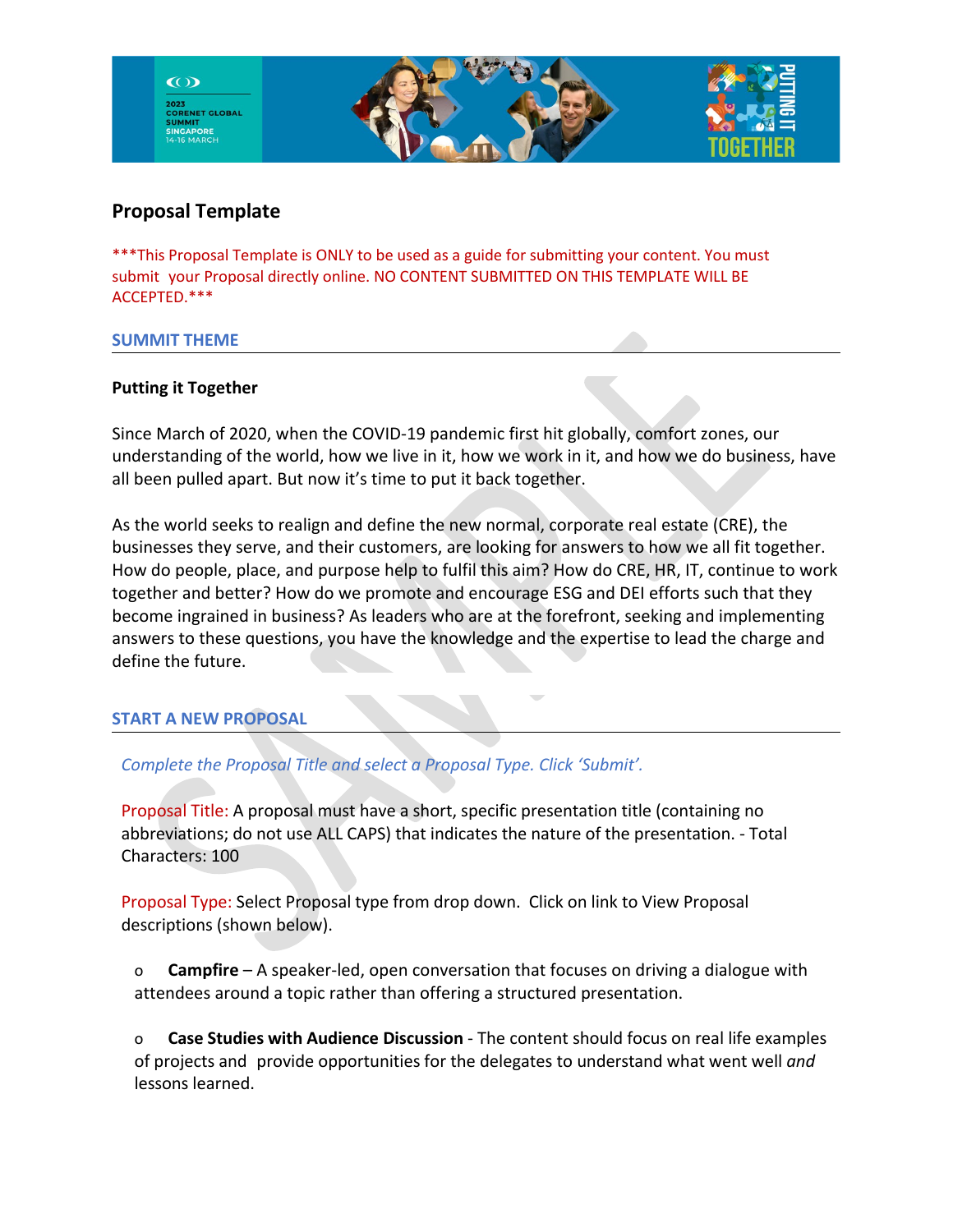# Proposal Template

***This Proposal Template is ONLY to be used as a guide for submitting your content. You must submit your Proposal directly online. NO CONTENT SUBMITTED ON THIS TEMPLATE WILL BE ACCEPTED.***

## SUMMIT THEME

**Putting it Together**

Since March of 2020, when the COVID-19 pandemic first hit globally, comfort zones, our understanding of the world, how we live in it, how we work in it, and how we do business, have all been pulled apart. But now it's time to put it back together.

As the world seeks to realign and define the new normal, corporate real estate (CRE), the businesses they serve, and their customers, are looking for answers to how we all fit together. How do people, place, and purpose help to fulfil this aim? How do CRE, HR, IT, continue to work together and better? How do we promote and encourage ESG and DEI efforts such that they become ingrained in business? As leaders who are at the forefront, seeking and implementing answers to these questions, you have the knowledge and the expertise to lead the charge and define the future.

## START A NEW PROPOSAL

*Complete the Proposal Title and select a Proposal Type. Click 'Submit'.*

Proposal Title: A proposal must have a short, specific presentation title (containing no abbreviations; do not use ALL CAPS) that indicates the nature of the presentation. - Total Characters: 100

Proposal Type: Select Proposal type from drop down. Click on link to View Proposal descriptions (shown below).

- **Campfire** – A speaker-led, open conversation that focuses on driving a dialogue with attendees around a topic rather than offering a structured presentation.

- **Case Studies with Audience Discussion** - The content should focus on real life examples of projects and provide opportunities for the delegates to understand what went well *and* lessons learned.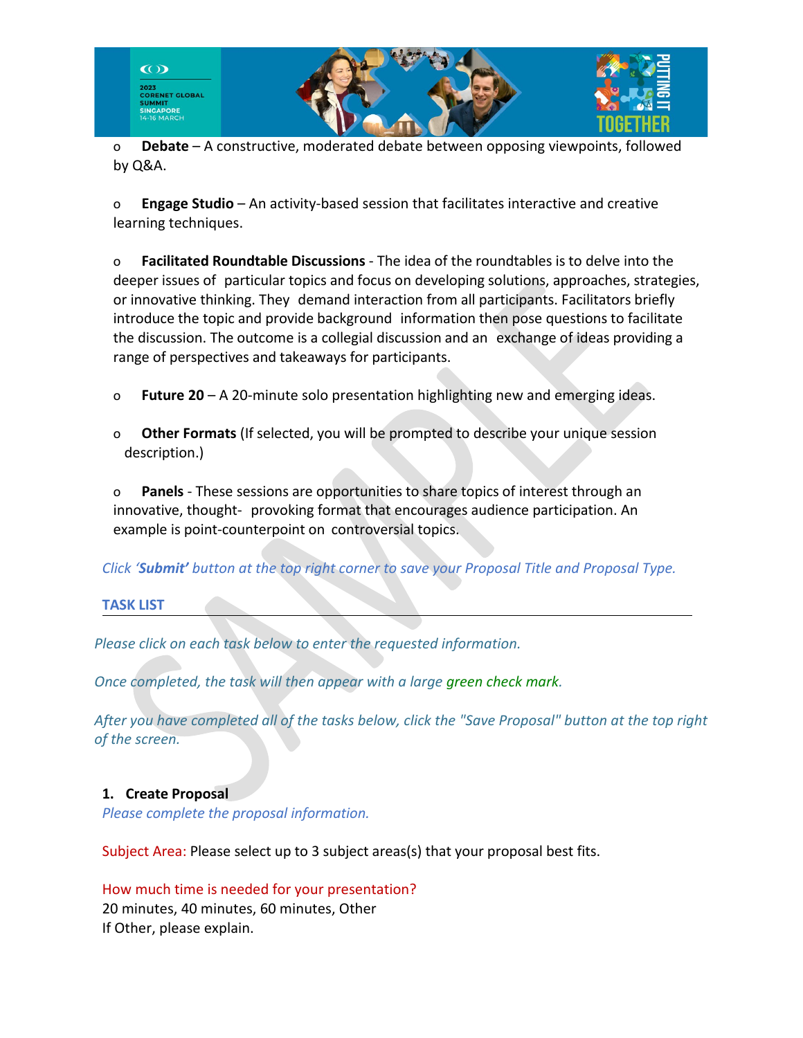- **Debate** – A constructive, moderated debate between opposing viewpoints, followed by Q&A.

- **Engage Studio** – An activity-based session that facilitates interactive and creative learning techniques.

- **Facilitated Roundtable Discussions** - The idea of the roundtables is to delve into the deeper issues of particular topics and focus on developing solutions, approaches, strategies, or innovative thinking. They demand interaction from all participants. Facilitators briefly introduce the topic and provide background information then pose questions to facilitate the discussion. The outcome is a collegial discussion and an exchange of ideas providing a range of perspectives and takeaways for participants.

- **Future 20** – A 20-minute solo presentation highlighting new and emerging ideas.

- **Other Formats** (If selected, you will be prompted to describe your unique session description.)

- **Panels** - These sessions are opportunities to share topics of interest through an innovative, thought- provoking format that encourages audience participation. An example is point-counterpoint on controversial topics.

*Click '**Submit**' button at the top right corner to save your Proposal Title and Proposal Type.*

## TASK LIST

*Please click on each task below to enter the requested information.*

*Once completed, the task will then appear with a large green check mark.*

*After you have completed all of the tasks below, click the "Save Proposal" button at the top right of the screen.*

### 1. Create Proposal

*Please complete the proposal information.*

Subject Area: Please select up to 3 subject areas(s) that your proposal best fits.

How much time is needed for your presentation?
20 minutes, 40 minutes, 60 minutes, Other
If Other, please explain.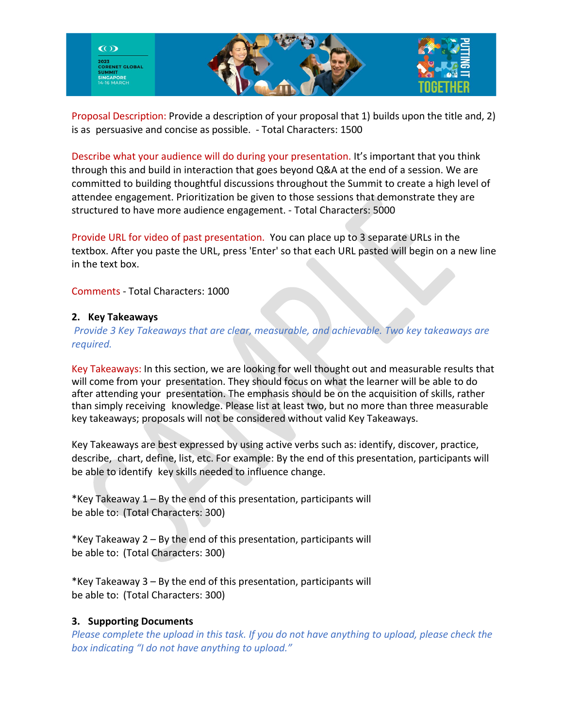Proposal Description: Provide a description of your proposal that 1) builds upon the title and, 2) is as persuasive and concise as possible. - Total Characters: 1500

Describe what your audience will do during your presentation. It's important that you think through this and build in interaction that goes beyond Q&A at the end of a session. We are committed to building thoughtful discussions throughout the Summit to create a high level of attendee engagement. Prioritization be given to those sessions that demonstrate they are structured to have more audience engagement. - Total Characters: 5000

Provide URL for video of past presentation. You can place up to 3 separate URLs in the textbox. After you paste the URL, press 'Enter' so that each URL pasted will begin on a new line in the text box.

Comments - Total Characters: 1000

## 2. Key Takeaways

*Provide 3 Key Takeaways that are clear, measurable, and achievable. Two key takeaways are required.*

Key Takeaways: In this section, we are looking for well thought out and measurable results that will come from your presentation. They should focus on what the learner will be able to do after attending your presentation. The emphasis should be on the acquisition of skills, rather than simply receiving knowledge. Please list at least two, but no more than three measurable key takeaways; proposals will not be considered without valid Key Takeaways.

Key Takeaways are best expressed by using active verbs such as: identify, discover, practice, describe, chart, define, list, etc. For example: By the end of this presentation, participants will be able to identify key skills needed to influence change.

*Key Takeaway 1 – By the end of this presentation, participants will be able to: (Total Characters: 300)

*Key Takeaway 2 – By the end of this presentation, participants will be able to: (Total Characters: 300)

*Key Takeaway 3 – By the end of this presentation, participants will be able to: (Total Characters: 300)

## 3. Supporting Documents

*Please complete the upload in this task. If you do not have anything to upload, please check the box indicating "I do not have anything to upload."*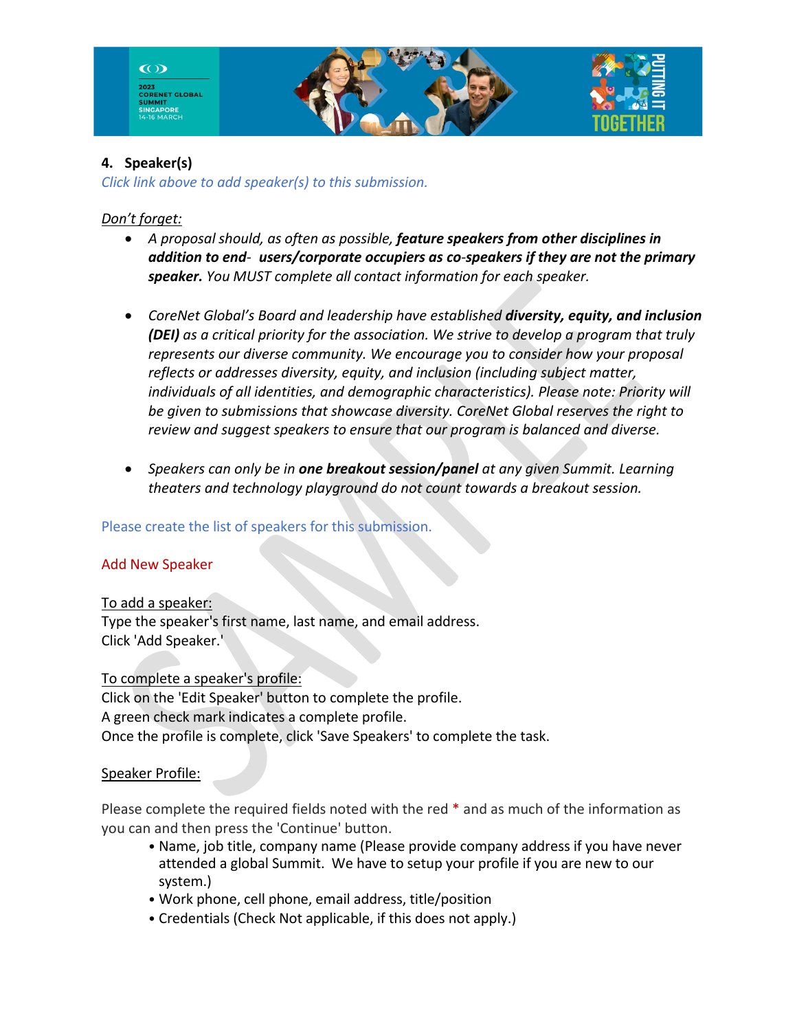## 4. Speaker(s)

*Click link above to add speaker(s) to this submission.*

*Don't forget:*

- *A proposal should, as often as possible,* ***feature speakers from other disciplines in addition to end- users/corporate occupiers as co-speakers if they are not the primary speaker.*** *You MUST complete all contact information for each speaker.*

- *CoreNet Global's Board and leadership have established* ***diversity, equity, and inclusion (DEI)*** *as a critical priority for the association. We strive to develop a program that truly represents our diverse community. We encourage you to consider how your proposal reflects or addresses diversity, equity, and inclusion (including subject matter, individuals of all identities, and demographic characteristics). Please note: Priority will be given to submissions that showcase diversity. CoreNet Global reserves the right to review and suggest speakers to ensure that our program is balanced and diverse.*

- *Speakers can only be in* ***one breakout session/panel*** *at any given Summit. Learning theaters and technology playground do not count towards a breakout session.*

Please create the list of speakers for this submission.

Add New Speaker

To add a speaker:
Type the speaker's first name, last name, and email address.
Click 'Add Speaker.'

To complete a speaker's profile:
Click on the 'Edit Speaker' button to complete the profile.
A green check mark indicates a complete profile.
Once the profile is complete, click 'Save Speakers' to complete the task.

Speaker Profile:

Please complete the required fields noted with the red * and as much of the information as you can and then press the 'Continue' button.

- Name, job title, company name (Please provide company address if you have never attended a global Summit. We have to setup your profile if you are new to our system.)
- Work phone, cell phone, email address, title/position
- Credentials (Check Not applicable, if this does not apply.)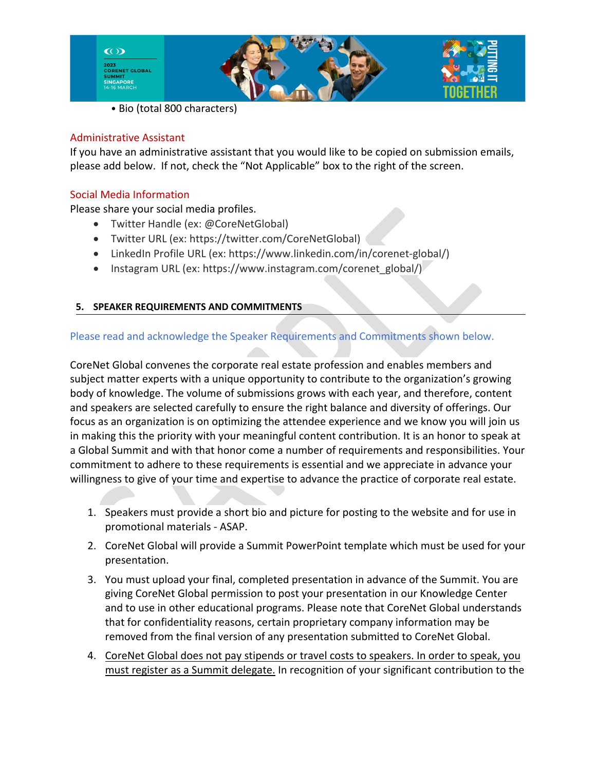- Bio (total 800 characters)

## Administrative Assistant

If you have an administrative assistant that you would like to be copied on submission emails, please add below. If not, check the "Not Applicable" box to the right of the screen.

## Social Media Information

Please share your social media profiles.

- Twitter Handle (ex: @CoreNetGlobal)
- Twitter URL (ex: https://twitter.com/CoreNetGlobal)
- LinkedIn Profile URL (ex: https://www.linkedin.com/in/corenet-global/)
- Instagram URL (ex: https://www.instagram.com/corenet_global/)

## 5. SPEAKER REQUIREMENTS AND COMMITMENTS

Please read and acknowledge the Speaker Requirements and Commitments shown below.

CoreNet Global convenes the corporate real estate profession and enables members and subject matter experts with a unique opportunity to contribute to the organization's growing body of knowledge. The volume of submissions grows with each year, and therefore, content and speakers are selected carefully to ensure the right balance and diversity of offerings. Our focus as an organization is on optimizing the attendee experience and we know you will join us in making this the priority with your meaningful content contribution. It is an honor to speak at a Global Summit and with that honor come a number of requirements and responsibilities. Your commitment to adhere to these requirements is essential and we appreciate in advance your willingness to give of your time and expertise to advance the practice of corporate real estate.

1. Speakers must provide a short bio and picture for posting to the website and for use in promotional materials - ASAP.
2. CoreNet Global will provide a Summit PowerPoint template which must be used for your presentation.
3. You must upload your final, completed presentation in advance of the Summit. You are giving CoreNet Global permission to post your presentation in our Knowledge Center and to use in other educational programs. Please note that CoreNet Global understands that for confidentiality reasons, certain proprietary company information may be removed from the final version of any presentation submitted to CoreNet Global.
4. <u>CoreNet Global does not pay stipends or travel costs to speakers. In order to speak, you must register as a Summit delegate.</u> In recognition of your significant contribution to the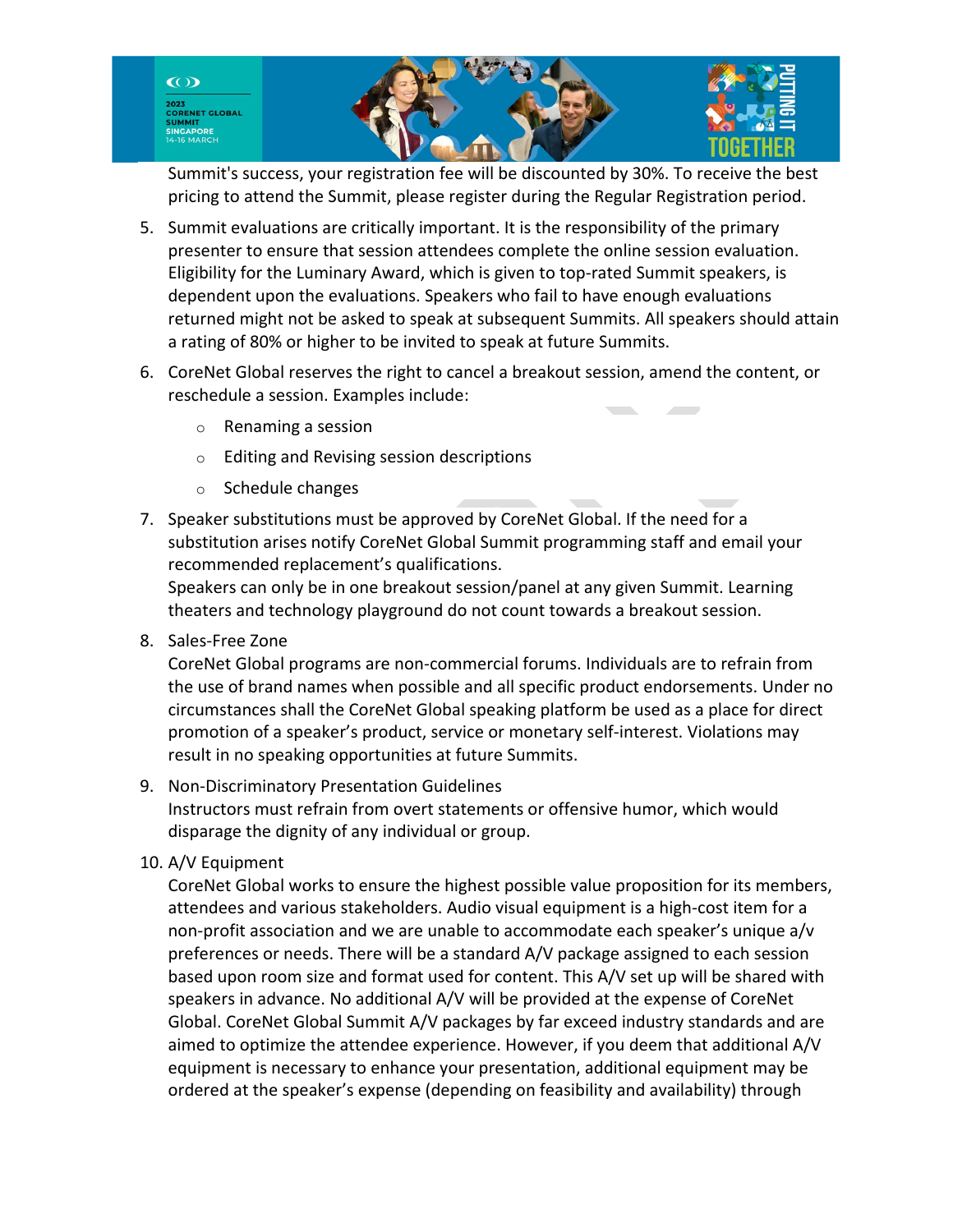Summit's success, your registration fee will be discounted by 30%. To receive the best pricing to attend the Summit, please register during the Regular Registration period.

5. Summit evaluations are critically important. It is the responsibility of the primary presenter to ensure that session attendees complete the online session evaluation. Eligibility for the Luminary Award, which is given to top-rated Summit speakers, is dependent upon the evaluations. Speakers who fail to have enough evaluations returned might not be asked to speak at subsequent Summits. All speakers should attain a rating of 80% or higher to be invited to speak at future Summits.

6. CoreNet Global reserves the right to cancel a breakout session, amend the content, or reschedule a session. Examples include:
   - Renaming a session
   - Editing and Revising session descriptions
   - Schedule changes

7. Speaker substitutions must be approved by CoreNet Global. If the need for a substitution arises notify CoreNet Global Summit programming staff and email your recommended replacement's qualifications.
   Speakers can only be in one breakout session/panel at any given Summit. Learning theaters and technology playground do not count towards a breakout session.

8. Sales-Free Zone
   CoreNet Global programs are non-commercial forums. Individuals are to refrain from the use of brand names when possible and all specific product endorsements. Under no circumstances shall the CoreNet Global speaking platform be used as a place for direct promotion of a speaker's product, service or monetary self-interest. Violations may result in no speaking opportunities at future Summits.

9. Non-Discriminatory Presentation Guidelines
   Instructors must refrain from overt statements or offensive humor, which would disparage the dignity of any individual or group.

10. A/V Equipment
    CoreNet Global works to ensure the highest possible value proposition for its members, attendees and various stakeholders. Audio visual equipment is a high-cost item for a non-profit association and we are unable to accommodate each speaker's unique a/v preferences or needs. There will be a standard A/V package assigned to each session based upon room size and format used for content. This A/V set up will be shared with speakers in advance. No additional A/V will be provided at the expense of CoreNet Global. CoreNet Global Summit A/V packages by far exceed industry standards and are aimed to optimize the attendee experience. However, if you deem that additional A/V equipment is necessary to enhance your presentation, additional equipment may be ordered at the speaker's expense (depending on feasibility and availability) through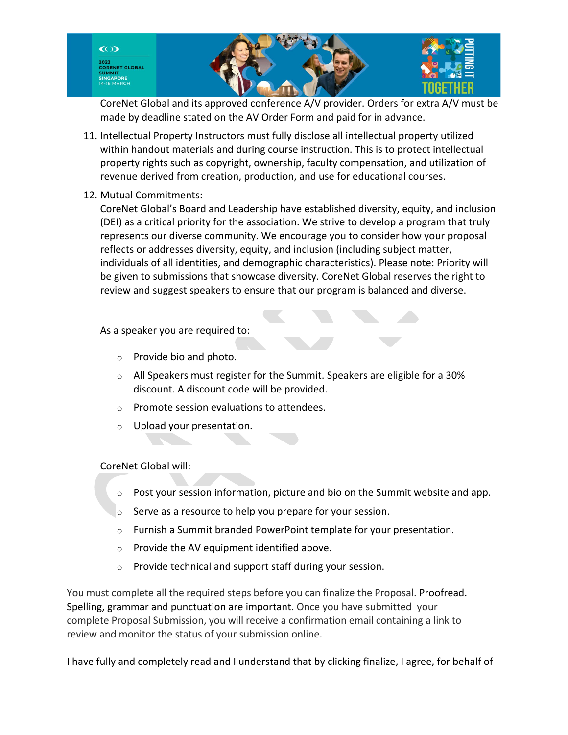CoreNet Global and its approved conference A/V provider. Orders for extra A/V must be made by deadline stated on the AV Order Form and paid for in advance.

11. Intellectual Property Instructors must fully disclose all intellectual property utilized within handout materials and during course instruction. This is to protect intellectual property rights such as copyright, ownership, faculty compensation, and utilization of revenue derived from creation, production, and use for educational courses.
12. Mutual Commitments:
    CoreNet Global's Board and Leadership have established diversity, equity, and inclusion (DEI) as a critical priority for the association. We strive to develop a program that truly represents our diverse community. We encourage you to consider how your proposal reflects or addresses diversity, equity, and inclusion (including subject matter, individuals of all identities, and demographic characteristics). Please note: Priority will be given to submissions that showcase diversity. CoreNet Global reserves the right to review and suggest speakers to ensure that our program is balanced and diverse.

    As a speaker you are required to:

    - Provide bio and photo.
    - All Speakers must register for the Summit. Speakers are eligible for a 30% discount. A discount code will be provided.
    - Promote session evaluations to attendees.
    - Upload your presentation.

    CoreNet Global will:

    - Post your session information, picture and bio on the Summit website and app.
    - Serve as a resource to help you prepare for your session.
    - Furnish a Summit branded PowerPoint template for your presentation.
    - Provide the AV equipment identified above.
    - Provide technical and support staff during your session.

You must complete all the required steps before you can finalize the Proposal. Proofread. Spelling, grammar and punctuation are important. Once you have submitted your complete Proposal Submission, you will receive a confirmation email containing a link to review and monitor the status of your submission online.

I have fully and completely read and I understand that by clicking finalize, I agree, for behalf of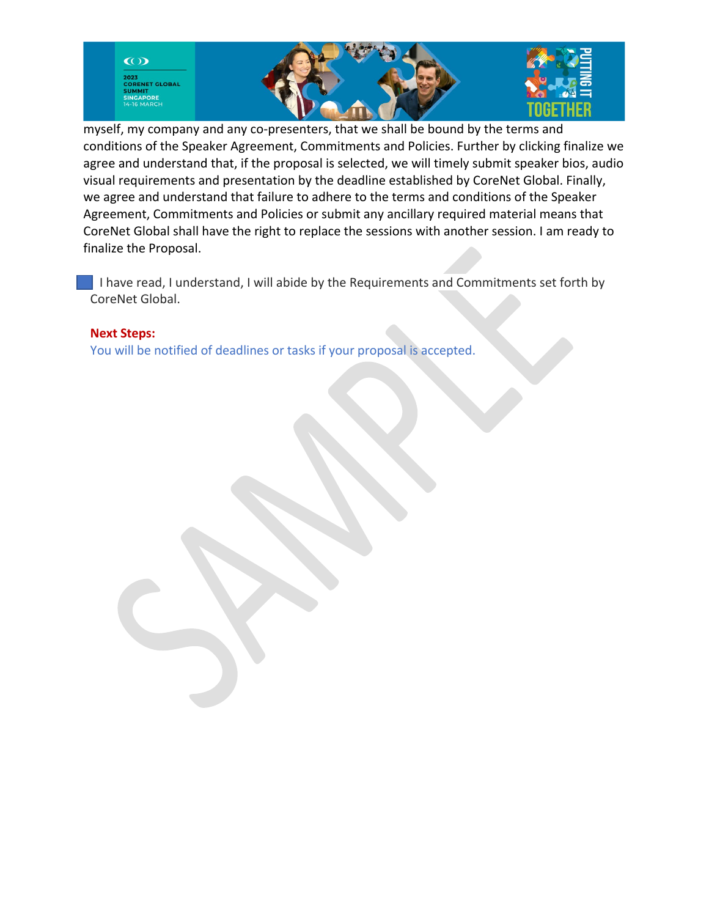myself, my company and any co-presenters, that we shall be bound by the terms and conditions of the Speaker Agreement, Commitments and Policies. Further by clicking finalize we agree and understand that, if the proposal is selected, we will timely submit speaker bios, audio visual requirements and presentation by the deadline established by CoreNet Global. Finally, we agree and understand that failure to adhere to the terms and conditions of the Speaker Agreement, Commitments and Policies or submit any ancillary required material means that CoreNet Global shall have the right to replace the sessions with another session. I am ready to finalize the Proposal.

- [ ] I have read, I understand, I will abide by the Requirements and Commitments set forth by CoreNet Global.

**Next Steps:**

You will be notified of deadlines or tasks if your proposal is accepted.